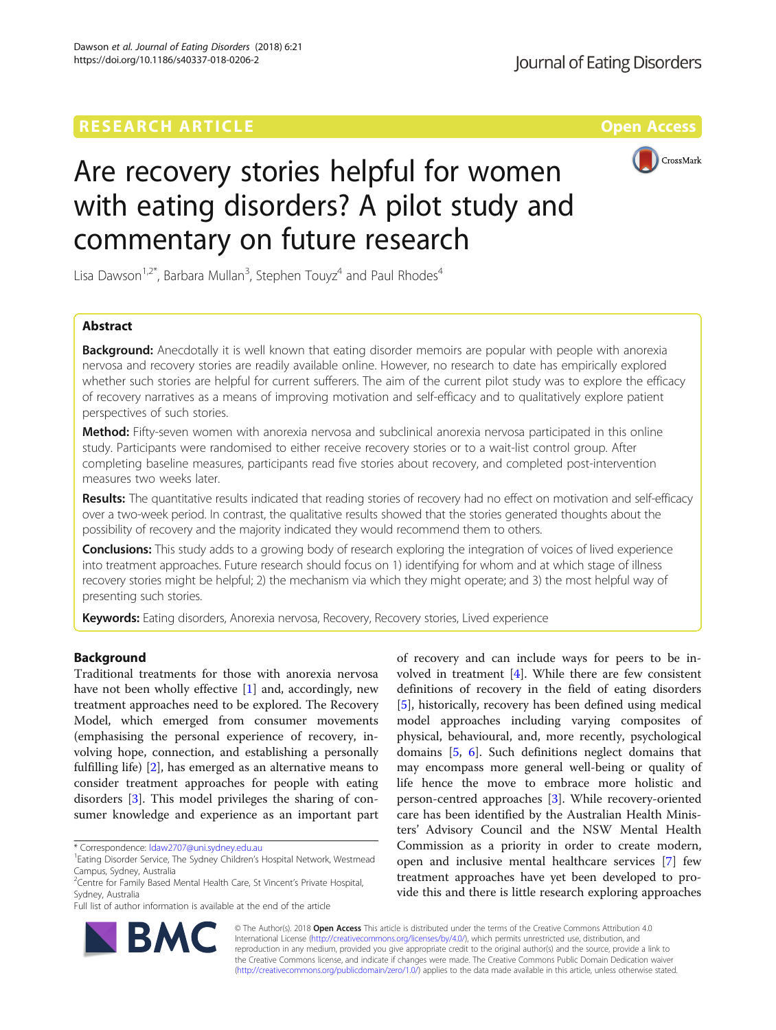RESEARCH ARTICLE

Open Access

# Are recovery stories helpful for women with eating disorders? A pilot study and commentary on future research

Lisa Dawson[1,2*], Barbara Mullan[3], Stephen Touyz[4] and Paul Rhodes[4]

## Abstract

**Background:** Anecdotally it is well known that eating disorder memoirs are popular with people with anorexia nervosa and recovery stories are readily available online. However, no research to date has empirically explored whether such stories are helpful for current sufferers. The aim of the current pilot study was to explore the efficacy of recovery narratives as a means of improving motivation and self-efficacy and to qualitatively explore patient perspectives of such stories.

**Method:** Fifty-seven women with anorexia nervosa and subclinical anorexia nervosa participated in this online study. Participants were randomised to either receive recovery stories or to a wait-list control group. After completing baseline measures, participants read five stories about recovery, and completed post-intervention measures two weeks later.

**Results:** The quantitative results indicated that reading stories of recovery had no effect on motivation and self-efficacy over a two-week period. In contrast, the qualitative results showed that the stories generated thoughts about the possibility of recovery and the majority indicated they would recommend them to others.

**Conclusions:** This study adds to a growing body of research exploring the integration of voices of lived experience into treatment approaches. Future research should focus on 1) identifying for whom and at which stage of illness recovery stories might be helpful; 2) the mechanism via which they might operate; and 3) the most helpful way of presenting such stories.

**Keywords:** Eating disorders, Anorexia nervosa, Recovery, Recovery stories, Lived experience

## Background

Traditional treatments for those with anorexia nervosa have not been wholly effective [1] and, accordingly, new treatment approaches need to be explored. The Recovery Model, which emerged from consumer movements (emphasising the personal experience of recovery, involving hope, connection, and establishing a personally fulfilling life) [2], has emerged as an alternative means to consider treatment approaches for people with eating disorders [3]. This model privileges the sharing of consumer knowledge and experience as an important part of recovery and can include ways for peers to be involved in treatment [4]. While there are few consistent definitions of recovery in the field of eating disorders [5], historically, recovery has been defined using medical model approaches including varying composites of physical, behavioural, and, more recently, psychological domains [5, 6]. Such definitions neglect domains that may encompass more general well-being or quality of life hence the move to embrace more holistic and person-centred approaches [3]. While recovery-oriented care has been identified by the Australian Health Ministers' Advisory Council and the NSW Mental Health Commission as a priority in order to create modern, open and inclusive mental healthcare services [7] few treatment approaches have yet been developed to provide this and there is little research exploring approaches

* Correspondence: ldaw2707@uni.sydney.edu.au
[1]Eating Disorder Service, The Sydney Children's Hospital Network, Westmead Campus, Sydney, Australia
[2]Centre for Family Based Mental Health Care, St Vincent's Private Hospital, Sydney, Australia
Full list of author information is available at the end of the article

© The Author(s). 2018 **Open Access** This article is distributed under the terms of the Creative Commons Attribution 4.0 International License (http://creativecommons.org/licenses/by/4.0/), which permits unrestricted use, distribution, and reproduction in any medium, provided you give appropriate credit to the original author(s) and the source, provide a link to the Creative Commons license, and indicate if changes were made. The Creative Commons Public Domain Dedication waiver (http://creativecommons.org/publicdomain/zero/1.0/) applies to the data made available in this article, unless otherwise stated.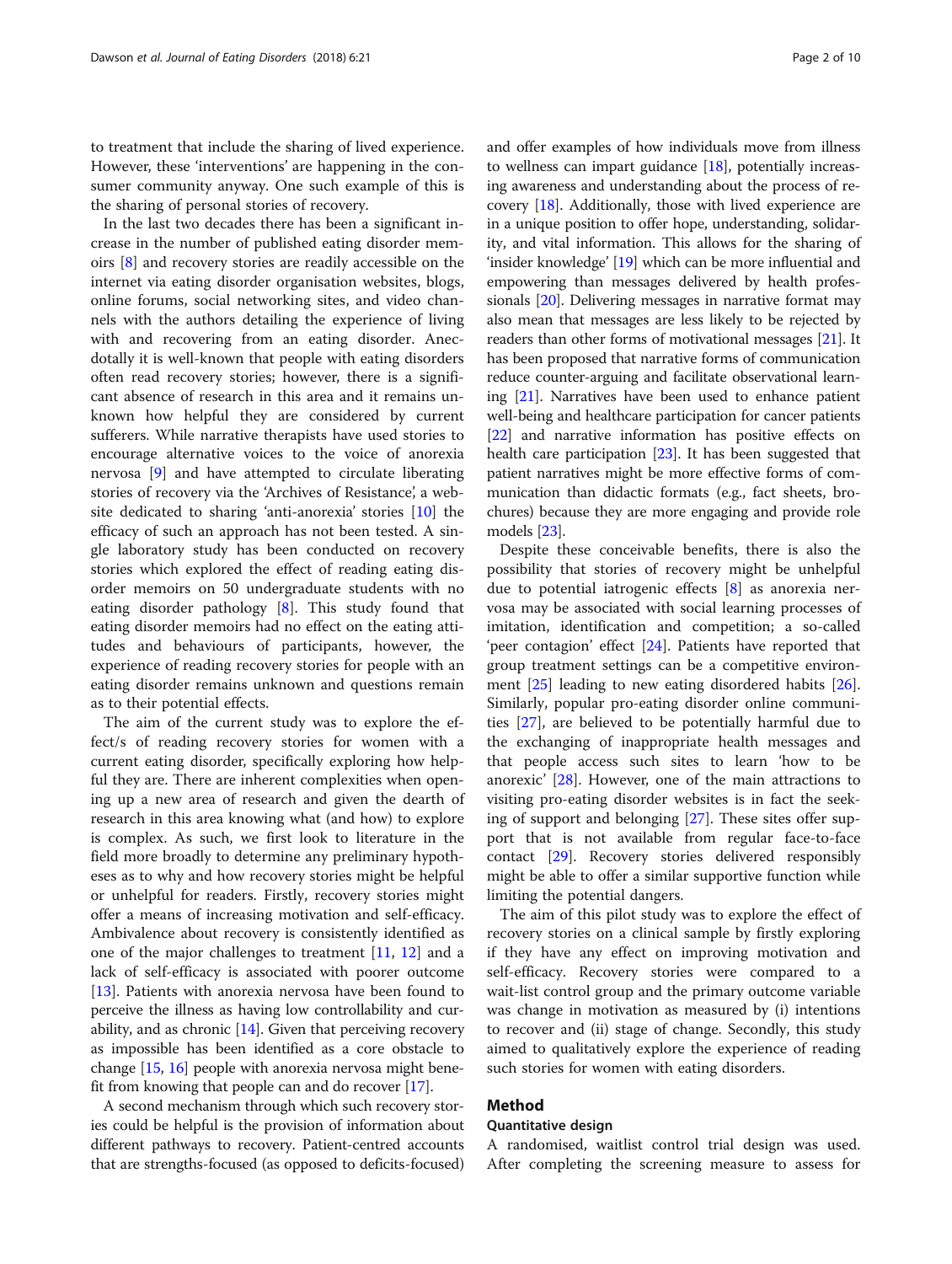to treatment that include the sharing of lived experience. However, these 'interventions' are happening in the consumer community anyway. One such example of this is the sharing of personal stories of recovery.

In the last two decades there has been a significant increase in the number of published eating disorder memoirs [8] and recovery stories are readily accessible on the internet via eating disorder organisation websites, blogs, online forums, social networking sites, and video channels with the authors detailing the experience of living with and recovering from an eating disorder. Anecdotally it is well-known that people with eating disorders often read recovery stories; however, there is a significant absence of research in this area and it remains unknown how helpful they are considered by current sufferers. While narrative therapists have used stories to encourage alternative voices to the voice of anorexia nervosa [9] and have attempted to circulate liberating stories of recovery via the 'Archives of Resistance', a website dedicated to sharing 'anti-anorexia' stories [10] the efficacy of such an approach has not been tested. A single laboratory study has been conducted on recovery stories which explored the effect of reading eating disorder memoirs on 50 undergraduate students with no eating disorder pathology [8]. This study found that eating disorder memoirs had no effect on the eating attitudes and behaviours of participants, however, the experience of reading recovery stories for people with an eating disorder remains unknown and questions remain as to their potential effects.

The aim of the current study was to explore the effect/s of reading recovery stories for women with a current eating disorder, specifically exploring how helpful they are. There are inherent complexities when opening up a new area of research and given the dearth of research in this area knowing what (and how) to explore is complex. As such, we first look to literature in the field more broadly to determine any preliminary hypotheses as to why and how recovery stories might be helpful or unhelpful for readers. Firstly, recovery stories might offer a means of increasing motivation and self-efficacy. Ambivalence about recovery is consistently identified as one of the major challenges to treatment [11, 12] and a lack of self-efficacy is associated with poorer outcome [13]. Patients with anorexia nervosa have been found to perceive the illness as having low controllability and curability, and as chronic [14]. Given that perceiving recovery as impossible has been identified as a core obstacle to change [15, 16] people with anorexia nervosa might benefit from knowing that people can and do recover [17].

A second mechanism through which such recovery stories could be helpful is the provision of information about different pathways to recovery. Patient-centred accounts that are strengths-focused (as opposed to deficits-focused) and offer examples of how individuals move from illness to wellness can impart guidance [18], potentially increasing awareness and understanding about the process of recovery [18]. Additionally, those with lived experience are in a unique position to offer hope, understanding, solidarity, and vital information. This allows for the sharing of 'insider knowledge' [19] which can be more influential and empowering than messages delivered by health professionals [20]. Delivering messages in narrative format may also mean that messages are less likely to be rejected by readers than other forms of motivational messages [21]. It has been proposed that narrative forms of communication reduce counter-arguing and facilitate observational learning [21]. Narratives have been used to enhance patient well-being and healthcare participation for cancer patients [22] and narrative information has positive effects on health care participation [23]. It has been suggested that patient narratives might be more effective forms of communication than didactic formats (e.g., fact sheets, brochures) because they are more engaging and provide role models [23].

Despite these conceivable benefits, there is also the possibility that stories of recovery might be unhelpful due to potential iatrogenic effects [8] as anorexia nervosa may be associated with social learning processes of imitation, identification and competition; a so-called 'peer contagion' effect [24]. Patients have reported that group treatment settings can be a competitive environment [25] leading to new eating disordered habits [26]. Similarly, popular pro-eating disorder online communities [27], are believed to be potentially harmful due to the exchanging of inappropriate health messages and that people access such sites to learn 'how to be anorexic' [28]. However, one of the main attractions to visiting pro-eating disorder websites is in fact the seeking of support and belonging [27]. These sites offer support that is not available from regular face-to-face contact [29]. Recovery stories delivered responsibly might be able to offer a similar supportive function while limiting the potential dangers.

The aim of this pilot study was to explore the effect of recovery stories on a clinical sample by firstly exploring if they have any effect on improving motivation and self-efficacy. Recovery stories were compared to a wait-list control group and the primary outcome variable was change in motivation as measured by (i) intentions to recover and (ii) stage of change. Secondly, this study aimed to qualitatively explore the experience of reading such stories for women with eating disorders.

## Method

### Quantitative design

A randomised, waitlist control trial design was used. After completing the screening measure to assess for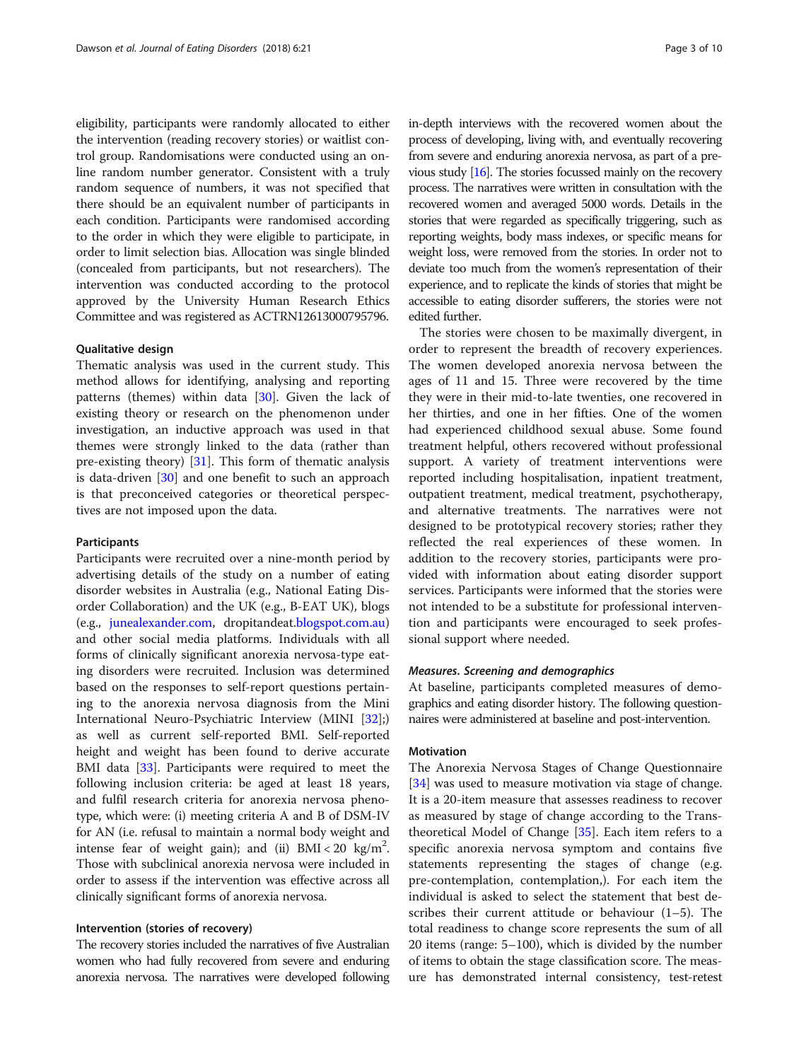eligibility, participants were randomly allocated to either the intervention (reading recovery stories) or waitlist control group. Randomisations were conducted using an online random number generator. Consistent with a truly random sequence of numbers, it was not specified that there should be an equivalent number of participants in each condition. Participants were randomised according to the order in which they were eligible to participate, in order to limit selection bias. Allocation was single blinded (concealed from participants, but not researchers). The intervention was conducted according to the protocol approved by the University Human Research Ethics Committee and was registered as ACTRN12613000795796.

### Qualitative design

Thematic analysis was used in the current study. This method allows for identifying, analysing and reporting patterns (themes) within data [30]. Given the lack of existing theory or research on the phenomenon under investigation, an inductive approach was used in that themes were strongly linked to the data (rather than pre-existing theory) [31]. This form of thematic analysis is data-driven [30] and one benefit to such an approach is that preconceived categories or theoretical perspectives are not imposed upon the data.

### Participants

Participants were recruited over a nine-month period by advertising details of the study on a number of eating disorder websites in Australia (e.g., National Eating Disorder Collaboration) and the UK (e.g., B-EAT UK), blogs (e.g., junealexander.com, dropitandeat.blogspot.com.au) and other social media platforms. Individuals with all forms of clinically significant anorexia nervosa-type eating disorders were recruited. Inclusion was determined based on the responses to self-report questions pertaining to the anorexia nervosa diagnosis from the Mini International Neuro-Psychiatric Interview (MINI [32];) as well as current self-reported BMI. Self-reported height and weight has been found to derive accurate BMI data [33]. Participants were required to meet the following inclusion criteria: be aged at least 18 years, and fulfil research criteria for anorexia nervosa phenotype, which were: (i) meeting criteria A and B of DSM-IV for AN (i.e. refusal to maintain a normal body weight and intense fear of weight gain); and (ii) BMI < 20 kg/m$^2$. Those with subclinical anorexia nervosa were included in order to assess if the intervention was effective across all clinically significant forms of anorexia nervosa.

### Intervention (stories of recovery)

The recovery stories included the narratives of five Australian women who had fully recovered from severe and enduring anorexia nervosa. The narratives were developed following in-depth interviews with the recovered women about the process of developing, living with, and eventually recovering from severe and enduring anorexia nervosa, as part of a previous study [16]. The stories focussed mainly on the recovery process. The narratives were written in consultation with the recovered women and averaged 5000 words. Details in the stories that were regarded as specifically triggering, such as reporting weights, body mass indexes, or specific means for weight loss, were removed from the stories. In order not to deviate too much from the women's representation of their experience, and to replicate the kinds of stories that might be accessible to eating disorder sufferers, the stories were not edited further.

The stories were chosen to be maximally divergent, in order to represent the breadth of recovery experiences. The women developed anorexia nervosa between the ages of 11 and 15. Three were recovered by the time they were in their mid-to-late twenties, one recovered in her thirties, and one in her fifties. One of the women had experienced childhood sexual abuse. Some found treatment helpful, others recovered without professional support. A variety of treatment interventions were reported including hospitalisation, inpatient treatment, outpatient treatment, medical treatment, psychotherapy, and alternative treatments. The narratives were not designed to be prototypical recovery stories; rather they reflected the real experiences of these women. In addition to the recovery stories, participants were provided with information about eating disorder support services. Participants were informed that the stories were not intended to be a substitute for professional intervention and participants were encouraged to seek professional support where needed.

#### *Measures. Screening and demographics*

At baseline, participants completed measures of demographics and eating disorder history. The following questionnaires were administered at baseline and post-intervention.

### Motivation

The Anorexia Nervosa Stages of Change Questionnaire [34] was used to measure motivation via stage of change. It is a 20-item measure that assesses readiness to recover as measured by stage of change according to the Transtheoretical Model of Change [35]. Each item refers to a specific anorexia nervosa symptom and contains five statements representing the stages of change (e.g. pre-contemplation, contemplation,). For each item the individual is asked to select the statement that best describes their current attitude or behaviour (1–5). The total readiness to change score represents the sum of all 20 items (range: 5–100), which is divided by the number of items to obtain the stage classification score. The measure has demonstrated internal consistency, test-retest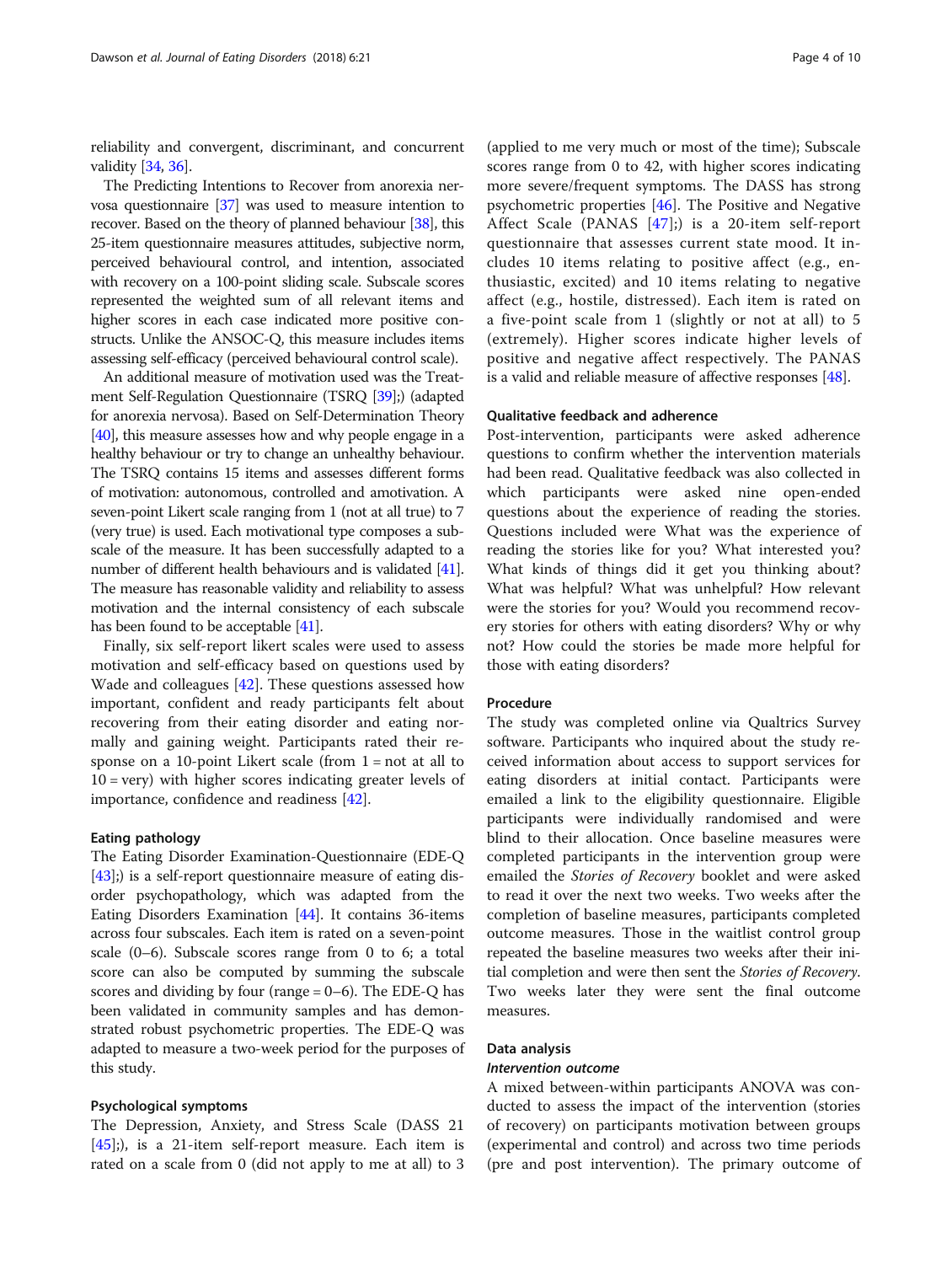reliability and convergent, discriminant, and concurrent validity [34, 36].

The Predicting Intentions to Recover from anorexia nervosa questionnaire [37] was used to measure intention to recover. Based on the theory of planned behaviour [38], this 25-item questionnaire measures attitudes, subjective norm, perceived behavioural control, and intention, associated with recovery on a 100-point sliding scale. Subscale scores represented the weighted sum of all relevant items and higher scores in each case indicated more positive constructs. Unlike the ANSOC-Q, this measure includes items assessing self-efficacy (perceived behavioural control scale).

An additional measure of motivation used was the Treatment Self-Regulation Questionnaire (TSRQ [39];) (adapted for anorexia nervosa). Based on Self-Determination Theory [40], this measure assesses how and why people engage in a healthy behaviour or try to change an unhealthy behaviour. The TSRQ contains 15 items and assesses different forms of motivation: autonomous, controlled and amotivation. A seven-point Likert scale ranging from 1 (not at all true) to 7 (very true) is used. Each motivational type composes a subscale of the measure. It has been successfully adapted to a number of different health behaviours and is validated [41]. The measure has reasonable validity and reliability to assess motivation and the internal consistency of each subscale has been found to be acceptable [41].

Finally, six self-report likert scales were used to assess motivation and self-efficacy based on questions used by Wade and colleagues [42]. These questions assessed how important, confident and ready participants felt about recovering from their eating disorder and eating normally and gaining weight. Participants rated their response on a 10-point Likert scale (from 1 = not at all to 10 = very) with higher scores indicating greater levels of importance, confidence and readiness [42].

#### Eating pathology

The Eating Disorder Examination-Questionnaire (EDE-Q [43];) is a self-report questionnaire measure of eating disorder psychopathology, which was adapted from the Eating Disorders Examination [44]. It contains 36-items across four subscales. Each item is rated on a seven-point scale (0–6). Subscale scores range from 0 to 6; a total score can also be computed by summing the subscale scores and dividing by four (range = 0–6). The EDE-Q has been validated in community samples and has demonstrated robust psychometric properties. The EDE-Q was adapted to measure a two-week period for the purposes of this study.

#### Psychological symptoms

The Depression, Anxiety, and Stress Scale (DASS 21 [45];), is a 21-item self-report measure. Each item is rated on a scale from 0 (did not apply to me at all) to 3 (applied to me very much or most of the time); Subscale scores range from 0 to 42, with higher scores indicating more severe/frequent symptoms. The DASS has strong psychometric properties [46]. The Positive and Negative Affect Scale (PANAS [47];) is a 20-item self-report questionnaire that assesses current state mood. It includes 10 items relating to positive affect (e.g., enthusiastic, excited) and 10 items relating to negative affect (e.g., hostile, distressed). Each item is rated on a five-point scale from 1 (slightly or not at all) to 5 (extremely). Higher scores indicate higher levels of positive and negative affect respectively. The PANAS is a valid and reliable measure of affective responses [48].

#### Qualitative feedback and adherence

Post-intervention, participants were asked adherence questions to confirm whether the intervention materials had been read. Qualitative feedback was also collected in which participants were asked nine open-ended questions about the experience of reading the stories. Questions included were What was the experience of reading the stories like for you? What interested you? What kinds of things did it get you thinking about? What was helpful? What was unhelpful? How relevant were the stories for you? Would you recommend recovery stories for others with eating disorders? Why or why not? How could the stories be made more helpful for those with eating disorders?

### Procedure

The study was completed online via Qualtrics Survey software. Participants who inquired about the study received information about access to support services for eating disorders at initial contact. Participants were emailed a link to the eligibility questionnaire. Eligible participants were individually randomised and were blind to their allocation. Once baseline measures were completed participants in the intervention group were emailed the *Stories of Recovery* booklet and were asked to read it over the next two weeks. Two weeks after the completion of baseline measures, participants completed outcome measures. Those in the waitlist control group repeated the baseline measures two weeks after their initial completion and were then sent the *Stories of Recovery*. Two weeks later they were sent the final outcome measures.

### Data analysis

#### *Intervention outcome*

A mixed between-within participants ANOVA was conducted to assess the impact of the intervention (stories of recovery) on participants motivation between groups (experimental and control) and across two time periods (pre and post intervention). The primary outcome of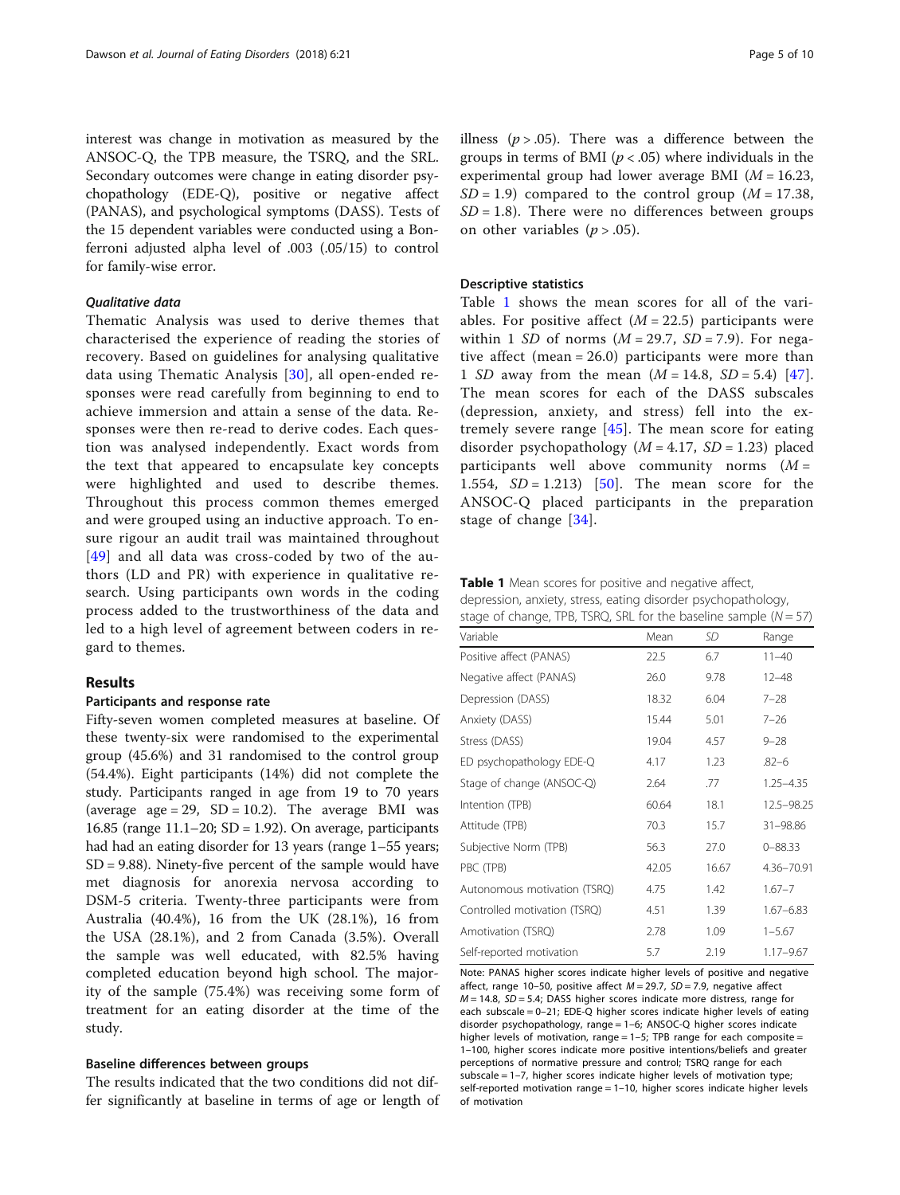interest was change in motivation as measured by the ANSOC-Q, the TPB measure, the TSRQ, and the SRL. Secondary outcomes were change in eating disorder psychopathology (EDE-Q), positive or negative affect (PANAS), and psychological symptoms (DASS). Tests of the 15 dependent variables were conducted using a Bonferroni adjusted alpha level of .003 (.05/15) to control for family-wise error.

#### *Qualitative data*

Thematic Analysis was used to derive themes that characterised the experience of reading the stories of recovery. Based on guidelines for analysing qualitative data using Thematic Analysis [30], all open-ended responses were read carefully from beginning to end to achieve immersion and attain a sense of the data. Responses were then re-read to derive codes. Each question was analysed independently. Exact words from the text that appeared to encapsulate key concepts were highlighted and used to describe themes. Throughout this process common themes emerged and were grouped using an inductive approach. To ensure rigour an audit trail was maintained throughout [49] and all data was cross-coded by two of the authors (LD and PR) with experience in qualitative research. Using participants own words in the coding process added to the trustworthiness of the data and led to a high level of agreement between coders in regard to themes.

## Results

### Participants and response rate

Fifty-seven women completed measures at baseline. Of these twenty-six were randomised to the experimental group (45.6%) and 31 randomised to the control group (54.4%). Eight participants (14%) did not complete the study. Participants ranged in age from 19 to 70 years (average age = 29, SD = 10.2). The average BMI was 16.85 (range 11.1–20; SD = 1.92). On average, participants had had an eating disorder for 13 years (range 1–55 years; SD = 9.88). Ninety-five percent of the sample would have met diagnosis for anorexia nervosa according to DSM-5 criteria. Twenty-three participants were from Australia (40.4%), 16 from the UK (28.1%), 16 from the USA (28.1%), and 2 from Canada (3.5%). Overall the sample was well educated, with 82.5% having completed education beyond high school. The majority of the sample (75.4%) was receiving some form of treatment for an eating disorder at the time of the study.

### Baseline differences between groups

The results indicated that the two conditions did not differ significantly at baseline in terms of age or length of illness ($p > .05$). There was a difference between the groups in terms of BMI ($p < .05$) where individuals in the experimental group had lower average BMI ($M = 16.23$, $SD = 1.9$) compared to the control group ($M = 17.38$, $SD = 1.8$). There were no differences between groups on other variables ($p > .05$).

### Descriptive statistics

Table 1 shows the mean scores for all of the variables. For positive affect ($M = 22.5$) participants were within 1 *SD* of norms ($M = 29.7$, $SD = 7.9$). For negative affect (mean = 26.0) participants were more than 1 *SD* away from the mean ($M = 14.8$, $SD = 5.4$) [47]. The mean scores for each of the DASS subscales (depression, anxiety, and stress) fell into the extremely severe range [45]. The mean score for eating disorder psychopathology ($M = 4.17$, $SD = 1.23$) placed participants well above community norms ($M = 1.554$, $SD = 1.213$) [50]. The mean score for the ANSOC-Q placed participants in the preparation stage of change [34].

**Table 1** Mean scores for positive and negative affect, depression, anxiety, stress, eating disorder psychopathology, stage of change, TPB, TSRQ, SRL for the baseline sample ($N = 57$)

| Variable | Mean | *SD* | Range |
|---|---|---|---|
| Positive affect (PANAS) | 22.5 | 6.7 | 11–40 |
| Negative affect (PANAS) | 26.0 | 9.78 | 12–48 |
| Depression (DASS) | 18.32 | 6.04 | 7–28 |
| Anxiety (DASS) | 15.44 | 5.01 | 7–26 |
| Stress (DASS) | 19.04 | 4.57 | 9–28 |
| ED psychopathology EDE-Q | 4.17 | 1.23 | .82–6 |
| Stage of change (ANSOC-Q) | 2.64 | .77 | 1.25–4.35 |
| Intention (TPB) | 60.64 | 18.1 | 12.5–98.25 |
| Attitude (TPB) | 70.3 | 15.7 | 31–98.86 |
| Subjective Norm (TPB) | 56.3 | 27.0 | 0–88.33 |
| PBC (TPB) | 42.05 | 16.67 | 4.36–70.91 |
| Autonomous motivation (TSRQ) | 4.75 | 1.42 | 1.67–7 |
| Controlled motivation (TSRQ) | 4.51 | 1.39 | 1.67–6.83 |
| Amotivation (TSRQ) | 2.78 | 1.09 | 1–5.67 |
| Self-reported motivation | 5.7 | 2.19 | 1.17–9.67 |

Note: PANAS higher scores indicate higher levels of positive and negative affect, range 10–50, positive affect $M = 29.7$, $SD = 7.9$, negative affect $M = 14.8$, $SD = 5.4$; DASS higher scores indicate more distress, range for each subscale = 0–21; EDE-Q higher scores indicate higher levels of eating disorder psychopathology, range = 1–6; ANSOC-Q higher scores indicate higher levels of motivation, range = 1–5; TPB range for each composite = 1–100, higher scores indicate more positive intentions/beliefs and greater perceptions of normative pressure and control; TSRQ range for each subscale = 1–7, higher scores indicate higher levels of motivation type; self-reported motivation range = 1–10, higher scores indicate higher levels of motivation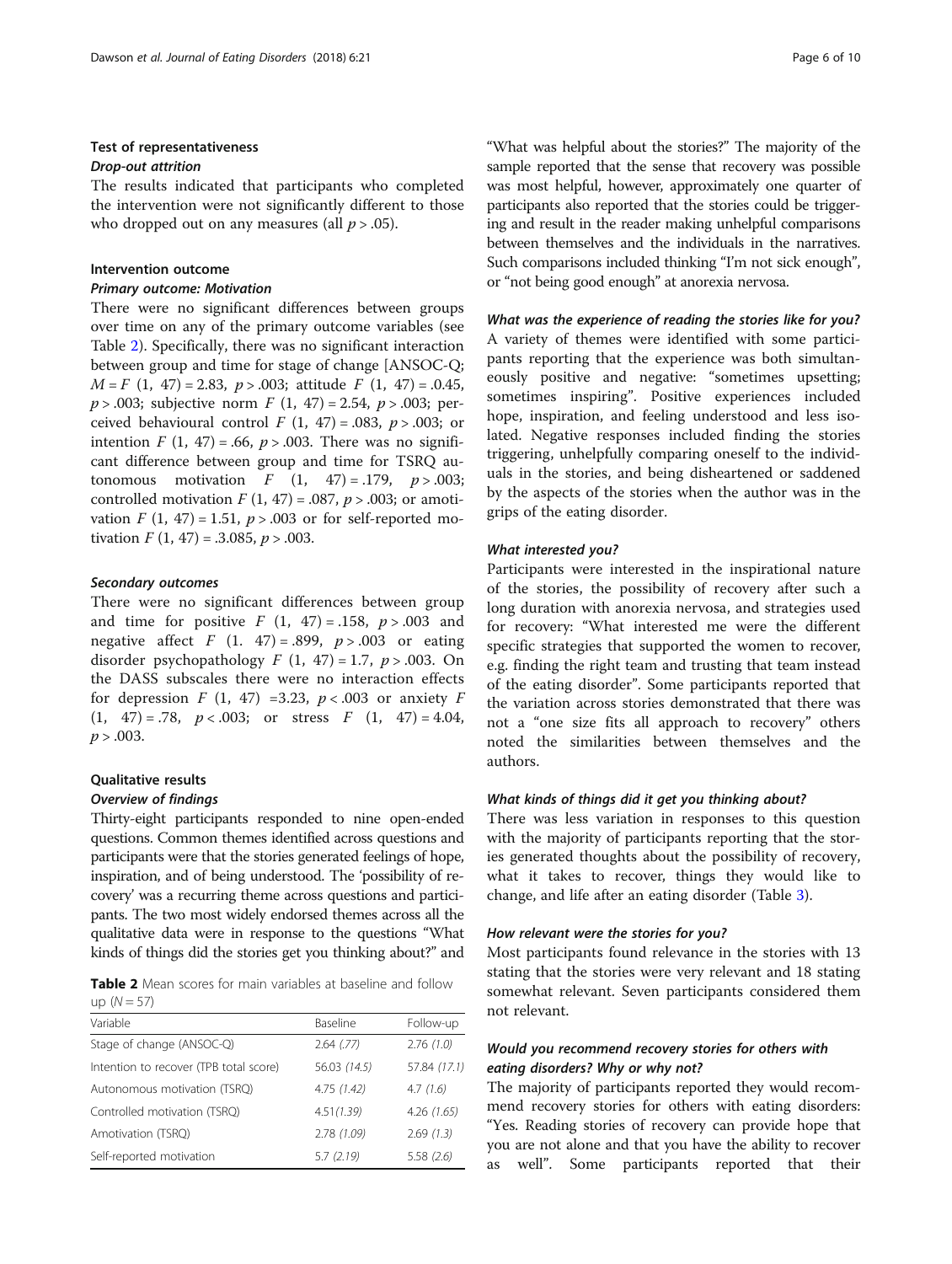### Test of representativeness

#### Drop-out attrition

The results indicated that participants who completed the intervention were not significantly different to those who dropped out on any measures (all $p > .05$).

### Intervention outcome

#### Primary outcome: Motivation

There were no significant differences between groups over time on any of the primary outcome variables (see Table 2). Specifically, there was no significant interaction between group and time for stage of change [ANSOC-Q; $M = F\ (1,\ 47) = 2.83$, $p > .003$; attitude $F\ (1,\ 47) = .0.45$, $p > .003$; subjective norm $F\ (1,\ 47) = 2.54$, $p > .003$; perceived behavioural control $F\ (1,\ 47) = .083$, $p > .003$; or intention $F\ (1,\ 47) = .66$, $p > .003$. There was no significant difference between group and time for TSRQ autonomous motivation $F\ (1,\ 47) = .179$, $p > .003$; controlled motivation $F\ (1,\ 47) = .087$, $p > .003$; or amotivation $F\ (1,\ 47) = 1.51$, $p > .003$ or for self-reported motivation $F\ (1,\ 47) = .3.085$, $p > .003$.

#### Secondary outcomes

There were no significant differences between group and time for positive $F\ (1,\ 47) = .158$, $p > .003$ and negative affect $F\ (1.\ 47) = .899$, $p > .003$ or eating disorder psychopathology $F\ (1,\ 47) = 1.7$, $p > .003$. On the DASS subscales there were no interaction effects for depression $F\ (1,\ 47) = 3.23$, $p < .003$ or anxiety $F\ (1,\ 47) = .78$, $p < .003$; or stress $F\ (1,\ 47) = 4.04$, $p > .003$.

### Qualitative results

#### Overview of findings

Thirty-eight participants responded to nine open-ended questions. Common themes identified across questions and participants were that the stories generated feelings of hope, inspiration, and of being understood. The 'possibility of recovery' was a recurring theme across questions and participants. The two most widely endorsed themes across all the qualitative data were in response to the questions "What kinds of things did the stories get you thinking about?" and "What was helpful about the stories?" The majority of the sample reported that the sense that recovery was possible was most helpful, however, approximately one quarter of participants also reported that the stories could be triggering and result in the reader making unhelpful comparisons between themselves and the individuals in the narratives. Such comparisons included thinking "I'm not sick enough", or "not being good enough" at anorexia nervosa.

**Table 2** Mean scores for main variables at baseline and follow up ($N = 57$)

| Variable | Baseline | Follow-up |
|---|---|---|
| Stage of change (ANSOC-Q) | 2.64 *(.77)* | 2.76 *(1.0)* |
| Intention to recover (TPB total score) | 56.03 *(14.5)* | 57.84 *(17.1)* |
| Autonomous motivation (TSRQ) | 4.75 *(1.42)* | 4.7 *(1.6)* |
| Controlled motivation (TSRQ) | 4.51*(1.39)* | 4.26 *(1.65)* |
| Amotivation (TSRQ) | 2.78 *(1.09)* | 2.69 *(1.3)* |
| Self-reported motivation | 5.7 *(2.19)* | 5.58 *(2.6)* |

#### What was the experience of reading the stories like for you?

A variety of themes were identified with some participants reporting that the experience was both simultaneously positive and negative: "sometimes upsetting; sometimes inspiring". Positive experiences included hope, inspiration, and feeling understood and less isolated. Negative responses included finding the stories triggering, unhelpfully comparing oneself to the individuals in the stories, and being disheartened or saddened by the aspects of the stories when the author was in the grips of the eating disorder.

#### What interested you?

Participants were interested in the inspirational nature of the stories, the possibility of recovery after such a long duration with anorexia nervosa, and strategies used for recovery: "What interested me were the different specific strategies that supported the women to recover, e.g. finding the right team and trusting that team instead of the eating disorder". Some participants reported that the variation across stories demonstrated that there was not a "one size fits all approach to recovery" others noted the similarities between themselves and the authors.

#### What kinds of things did it get you thinking about?

There was less variation in responses to this question with the majority of participants reporting that the stories generated thoughts about the possibility of recovery, what it takes to recover, things they would like to change, and life after an eating disorder (Table 3).

#### How relevant were the stories for you?

Most participants found relevance in the stories with 13 stating that the stories were very relevant and 18 stating somewhat relevant. Seven participants considered them not relevant.

#### Would you recommend recovery stories for others with eating disorders? Why or why not?

The majority of participants reported they would recommend recovery stories for others with eating disorders: "Yes. Reading stories of recovery can provide hope that you are not alone and that you have the ability to recover as well". Some participants reported that their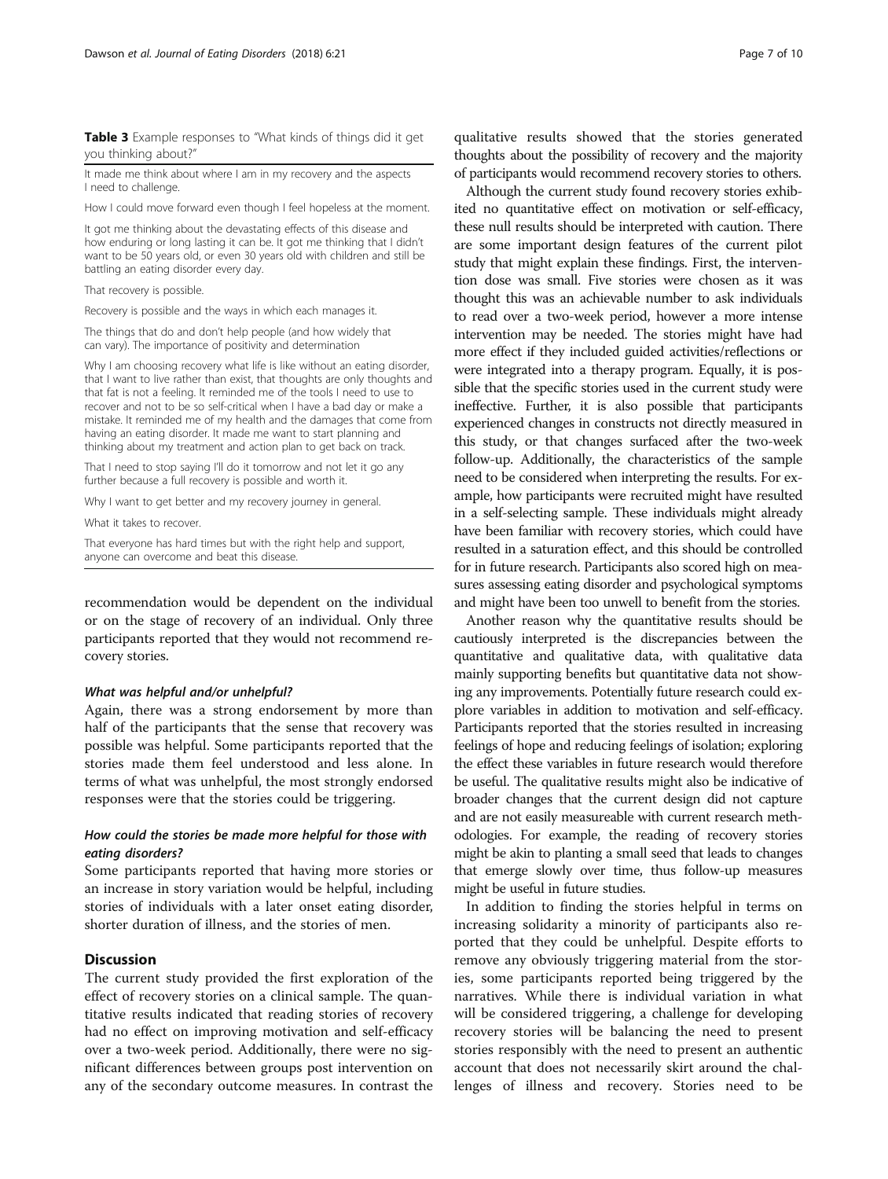**Table 3** Example responses to "What kinds of things did it get you thinking about?"

| |
|---|
| It made me think about where I am in my recovery and the aspects I need to challenge. |
| How I could move forward even though I feel hopeless at the moment. |
| It got me thinking about the devastating effects of this disease and how enduring or long lasting it can be. It got me thinking that I didn't want to be 50 years old, or even 30 years old with children and still be battling an eating disorder every day. |
| That recovery is possible. |
| Recovery is possible and the ways in which each manages it. |
| The things that do and don't help people (and how widely that can vary). The importance of positivity and determination |
| Why I am choosing recovery what life is like without an eating disorder, that I want to live rather than exist, that thoughts are only thoughts and that fat is not a feeling. It reminded me of the tools I need to use to recover and not to be so self-critical when I have a bad day or make a mistake. It reminded me of my health and the damages that come from having an eating disorder. It made me want to start planning and thinking about my treatment and action plan to get back on track. |
| That I need to stop saying I'll do it tomorrow and not let it go any further because a full recovery is possible and worth it. |
| Why I want to get better and my recovery journey in general. |
| What it takes to recover. |
| That everyone has hard times but with the right help and support, anyone can overcome and beat this disease. |

recommendation would be dependent on the individual or on the stage of recovery of an individual. Only three participants reported that they would not recommend recovery stories.

#### *What was helpful and/or unhelpful?*

Again, there was a strong endorsement by more than half of the participants that the sense that recovery was possible was helpful. Some participants reported that the stories made them feel understood and less alone. In terms of what was unhelpful, the most strongly endorsed responses were that the stories could be triggering.

#### *How could the stories be made more helpful for those with eating disorders?*

Some participants reported that having more stories or an increase in story variation would be helpful, including stories of individuals with a later onset eating disorder, shorter duration of illness, and the stories of men.

## Discussion

The current study provided the first exploration of the effect of recovery stories on a clinical sample. The quantitative results indicated that reading stories of recovery had no effect on improving motivation and self-efficacy over a two-week period. Additionally, there were no significant differences between groups post intervention on any of the secondary outcome measures. In contrast the qualitative results showed that the stories generated thoughts about the possibility of recovery and the majority of participants would recommend recovery stories to others.

Although the current study found recovery stories exhibited no quantitative effect on motivation or self-efficacy, these null results should be interpreted with caution. There are some important design features of the current pilot study that might explain these findings. First, the intervention dose was small. Five stories were chosen as it was thought this was an achievable number to ask individuals to read over a two-week period, however a more intense intervention may be needed. The stories might have had more effect if they included guided activities/reflections or were integrated into a therapy program. Equally, it is possible that the specific stories used in the current study were ineffective. Further, it is also possible that participants experienced changes in constructs not directly measured in this study, or that changes surfaced after the two-week follow-up. Additionally, the characteristics of the sample need to be considered when interpreting the results. For example, how participants were recruited might have resulted in a self-selecting sample. These individuals might already have been familiar with recovery stories, which could have resulted in a saturation effect, and this should be controlled for in future research. Participants also scored high on measures assessing eating disorder and psychological symptoms and might have been too unwell to benefit from the stories.

Another reason why the quantitative results should be cautiously interpreted is the discrepancies between the quantitative and qualitative data, with qualitative data mainly supporting benefits but quantitative data not showing any improvements. Potentially future research could explore variables in addition to motivation and self-efficacy. Participants reported that the stories resulted in increasing feelings of hope and reducing feelings of isolation; exploring the effect these variables in future research would therefore be useful. The qualitative results might also be indicative of broader changes that the current design did not capture and are not easily measureable with current research methodologies. For example, the reading of recovery stories might be akin to planting a small seed that leads to changes that emerge slowly over time, thus follow-up measures might be useful in future studies.

In addition to finding the stories helpful in terms on increasing solidarity a minority of participants also reported that they could be unhelpful. Despite efforts to remove any obviously triggering material from the stories, some participants reported being triggered by the narratives. While there is individual variation in what will be considered triggering, a challenge for developing recovery stories will be balancing the need to present stories responsibly with the need to present an authentic account that does not necessarily skirt around the challenges of illness and recovery. Stories need to be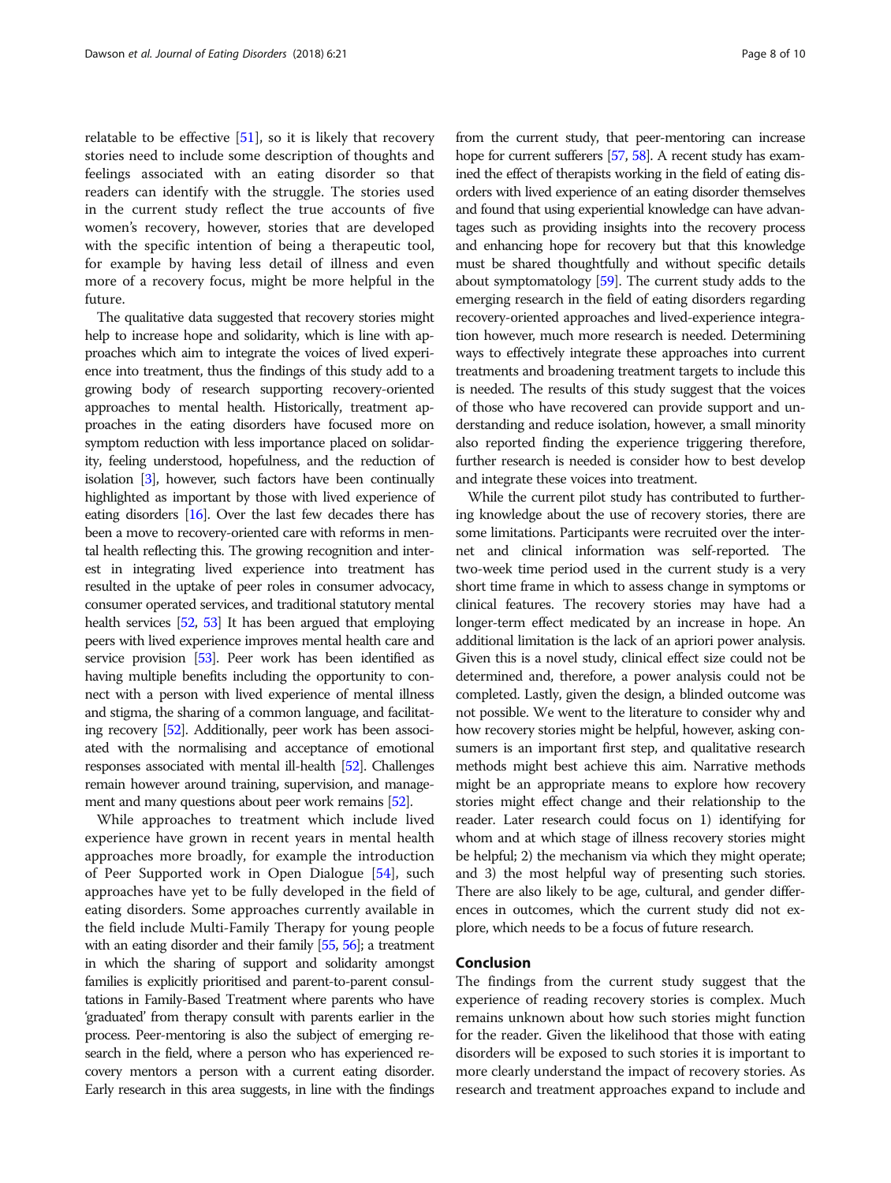relatable to be effective [51], so it is likely that recovery stories need to include some description of thoughts and feelings associated with an eating disorder so that readers can identify with the struggle. The stories used in the current study reflect the true accounts of five women's recovery, however, stories that are developed with the specific intention of being a therapeutic tool, for example by having less detail of illness and even more of a recovery focus, might be more helpful in the future.

The qualitative data suggested that recovery stories might help to increase hope and solidarity, which is line with approaches which aim to integrate the voices of lived experience into treatment, thus the findings of this study add to a growing body of research supporting recovery-oriented approaches to mental health. Historically, treatment approaches in the eating disorders have focused more on symptom reduction with less importance placed on solidarity, feeling understood, hopefulness, and the reduction of isolation [3], however, such factors have been continually highlighted as important by those with lived experience of eating disorders [16]. Over the last few decades there has been a move to recovery-oriented care with reforms in mental health reflecting this. The growing recognition and interest in integrating lived experience into treatment has resulted in the uptake of peer roles in consumer advocacy, consumer operated services, and traditional statutory mental health services [52, 53] It has been argued that employing peers with lived experience improves mental health care and service provision [53]. Peer work has been identified as having multiple benefits including the opportunity to connect with a person with lived experience of mental illness and stigma, the sharing of a common language, and facilitating recovery [52]. Additionally, peer work has been associated with the normalising and acceptance of emotional responses associated with mental ill-health [52]. Challenges remain however around training, supervision, and management and many questions about peer work remains [52].

While approaches to treatment which include lived experience have grown in recent years in mental health approaches more broadly, for example the introduction of Peer Supported work in Open Dialogue [54], such approaches have yet to be fully developed in the field of eating disorders. Some approaches currently available in the field include Multi-Family Therapy for young people with an eating disorder and their family [55, 56]; a treatment in which the sharing of support and solidarity amongst families is explicitly prioritised and parent-to-parent consultations in Family-Based Treatment where parents who have 'graduated' from therapy consult with parents earlier in the process. Peer-mentoring is also the subject of emerging research in the field, where a person who has experienced recovery mentors a person with a current eating disorder. Early research in this area suggests, in line with the findings from the current study, that peer-mentoring can increase hope for current sufferers [57, 58]. A recent study has examined the effect of therapists working in the field of eating disorders with lived experience of an eating disorder themselves and found that using experiential knowledge can have advantages such as providing insights into the recovery process and enhancing hope for recovery but that this knowledge must be shared thoughtfully and without specific details about symptomatology [59]. The current study adds to the emerging research in the field of eating disorders regarding recovery-oriented approaches and lived-experience integration however, much more research is needed. Determining ways to effectively integrate these approaches into current treatments and broadening treatment targets to include this is needed. The results of this study suggest that the voices of those who have recovered can provide support and understanding and reduce isolation, however, a small minority also reported finding the experience triggering therefore, further research is needed is consider how to best develop and integrate these voices into treatment.

While the current pilot study has contributed to furthering knowledge about the use of recovery stories, there are some limitations. Participants were recruited over the internet and clinical information was self-reported. The two-week time period used in the current study is a very short time frame in which to assess change in symptoms or clinical features. The recovery stories may have had a longer-term effect medicated by an increase in hope. An additional limitation is the lack of an apriori power analysis. Given this is a novel study, clinical effect size could not be determined and, therefore, a power analysis could not be completed. Lastly, given the design, a blinded outcome was not possible. We went to the literature to consider why and how recovery stories might be helpful, however, asking consumers is an important first step, and qualitative research methods might best achieve this aim. Narrative methods might be an appropriate means to explore how recovery stories might effect change and their relationship to the reader. Later research could focus on 1) identifying for whom and at which stage of illness recovery stories might be helpful; 2) the mechanism via which they might operate; and 3) the most helpful way of presenting such stories. There are also likely to be age, cultural, and gender differences in outcomes, which the current study did not explore, which needs to be a focus of future research.

## Conclusion

The findings from the current study suggest that the experience of reading recovery stories is complex. Much remains unknown about how such stories might function for the reader. Given the likelihood that those with eating disorders will be exposed to such stories it is important to more clearly understand the impact of recovery stories. As research and treatment approaches expand to include and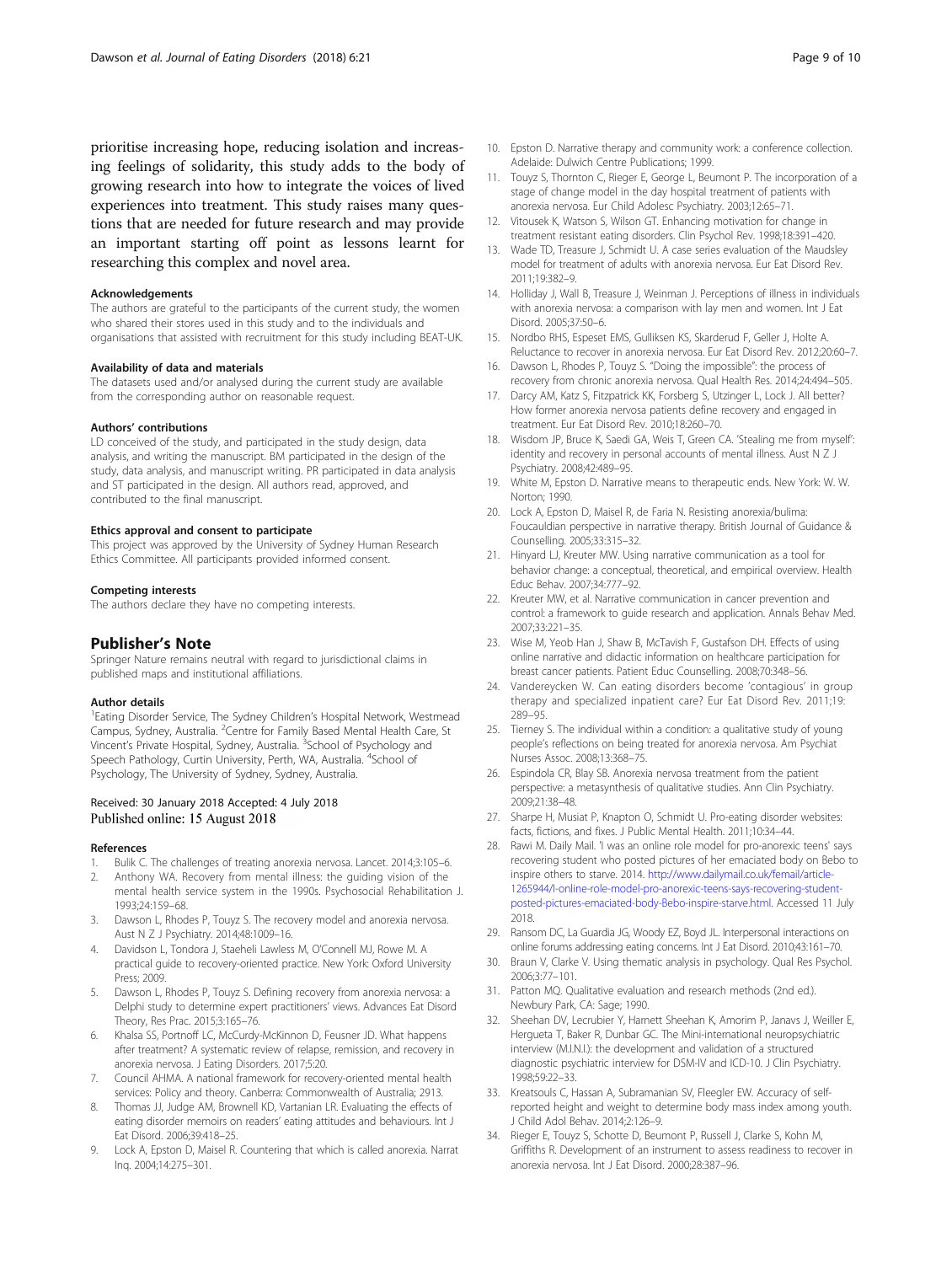prioritise increasing hope, reducing isolation and increasing feelings of solidarity, this study adds to the body of growing research into how to integrate the voices of lived experiences into treatment. This study raises many questions that are needed for future research and may provide an important starting off point as lessons learnt for researching this complex and novel area.

#### Acknowledgements

The authors are grateful to the participants of the current study, the women who shared their stores used in this study and to the individuals and organisations that assisted with recruitment for this study including BEAT-UK.

#### Availability of data and materials

The datasets used and/or analysed during the current study are available from the corresponding author on reasonable request.

#### Authors' contributions

LD conceived of the study, and participated in the study design, data analysis, and writing the manuscript. BM participated in the design of the study, data analysis, and manuscript writing. PR participated in data analysis and ST participated in the design. All authors read, approved, and contributed to the final manuscript.

#### Ethics approval and consent to participate

This project was approved by the University of Sydney Human Research Ethics Committee. All participants provided informed consent.

#### Competing interests

The authors declare they have no competing interests.

## Publisher's Note

Springer Nature remains neutral with regard to jurisdictional claims in published maps and institutional affiliations.

#### Author details

[1]Eating Disorder Service, The Sydney Children's Hospital Network, Westmead Campus, Sydney, Australia. [2]Centre for Family Based Mental Health Care, St Vincent's Private Hospital, Sydney, Australia. [3]School of Psychology and Speech Pathology, Curtin University, Perth, WA, Australia. [4]School of Psychology, The University of Sydney, Sydney, Australia.

Received: 30 January 2018 Accepted: 4 July 2018
Published online: 15 August 2018

#### References

1. Bulik C. The challenges of treating anorexia nervosa. Lancet. 2014;3:105–6.
2. Anthony WA. Recovery from mental illness: the guiding vision of the mental health service system in the 1990s. Psychosocial Rehabilitation J. 1993;24:159–68.
3. Dawson L, Rhodes P, Touyz S. The recovery model and anorexia nervosa. Aust N Z J Psychiatry. 2014;48:1009–16.
4. Davidson L, Tondora J, Staeheli Lawless M, O'Connell MJ, Rowe M. A practical guide to recovery-oriented practice. New York: Oxford University Press; 2009.
5. Dawson L, Rhodes P, Touyz S. Defining recovery from anorexia nervosa: a Delphi study to determine expert practitioners' views. Advances Eat Disord Theory, Res Prac. 2015;3:165–76.
6. Khalsa SS, Portnoff LC, McCurdy-McKinnon D, Feusner JD. What happens after treatment? A systematic review of relapse, remission, and recovery in anorexia nervosa. J Eating Disorders. 2017;5:20.
7. Council AHMA. A national framework for recovery-oriented mental health services: Policy and theory. Canberra: Commonwealth of Australia; 2913.
8. Thomas JJ, Judge AM, Brownell KD, Vartanian LR. Evaluating the effects of eating disorder memoirs on readers' eating attitudes and behaviours. Int J Eat Disord. 2006;39:418–25.
9. Lock A, Epston D, Maisel R. Countering that which is called anorexia. Narrat Inq. 2004;14:275–301.
10. Epston D. Narrative therapy and community work: a conference collection. Adelaide: Dulwich Centre Publications; 1999.
11. Touyz S, Thornton C, Rieger E, George L, Beumont P. The incorporation of a stage of change model in the day hospital treatment of patients with anorexia nervosa. Eur Child Adolesc Psychiatry. 2003;12:65–71.
12. Vitousek K, Watson S, Wilson GT. Enhancing motivation for change in treatment resistant eating disorders. Clin Psychol Rev. 1998;18:391–420.
13. Wade TD, Treasure J, Schmidt U. A case series evaluation of the Maudsley model for treatment of adults with anorexia nervosa. Eur Eat Disord Rev. 2011;19:382–9.
14. Holliday J, Wall B, Treasure J, Weinman J. Perceptions of illness in individuals with anorexia nervosa: a comparison with lay men and women. Int J Eat Disord. 2005;37:50–6.
15. Nordbo RHS, Espeset EMS, Gulliksen KS, Skarderud F, Geller J, Holte A. Reluctance to recover in anorexia nervosa. Eur Eat Disord Rev. 2012;20:60–7.
16. Dawson L, Rhodes P, Touyz S. "Doing the impossible": the process of recovery from chronic anorexia nervosa. Qual Health Res. 2014;24:494–505.
17. Darcy AM, Katz S, Fitzpatrick KK, Forsberg S, Utzinger L, Lock J. All better? How former anorexia nervosa patients define recovery and engaged in treatment. Eur Eat Disord Rev. 2010;18:260–70.
18. Wisdom JP, Bruce K, Saedi GA, Weis T, Green CA. 'Stealing me from myself': identity and recovery in personal accounts of mental illness. Aust N Z J Psychiatry. 2008;42:489–95.
19. White M, Epston D. Narrative means to therapeutic ends. New York: W. W. Norton; 1990.
20. Lock A, Epston D, Maisel R, de Faria N. Resisting anorexia/bulima: Foucauldian perspective in narrative therapy. British Journal of Guidance & Counselling. 2005;33:315–32.
21. Hinyard LJ, Kreuter MW. Using narrative communication as a tool for behavior change: a conceptual, theoretical, and empirical overview. Health Educ Behav. 2007;34:777–92.
22. Kreuter MW, et al. Narrative communication in cancer prevention and control: a framework to guide research and application. Annals Behav Med. 2007;33:221–35.
23. Wise M, Yeob Han J, Shaw B, McTavish F, Gustafson DH. Effects of using online narrative and didactic information on healthcare participation for breast cancer patients. Patient Educ Counselling. 2008;70:348–56.
24. Vandereycken W. Can eating disorders become 'contagious' in group therapy and specialized inpatient care? Eur Eat Disord Rev. 2011;19:289–95.
25. Tierney S. The individual within a condition: a qualitative study of young people's reflections on being treated for anorexia nervosa. Am Psychiat Nurses Assoc. 2008;13:368–75.
26. Espindola CR, Blay SB. Anorexia nervosa treatment from the patient perspective: a metasynthesis of qualitative studies. Ann Clin Psychiatry. 2009;21:38–48.
27. Sharpe H, Musiat P, Knapton O, Schmidt U. Pro-eating disorder websites: facts, fictions, and fixes. J Public Mental Health. 2011;10:34–44.
28. Rawi M. Daily Mail. 'I was an online role model for pro-anorexic teens' says recovering student who posted pictures of her emaciated body on Bebo to inspire others to starve. 2014. http://www.dailymail.co.uk/femail/article-1265944/I-online-role-model-pro-anorexic-teens-says-recovering-student-posted-pictures-emaciated-body-Bebo-inspire-starve.html. Accessed 11 July 2018.
29. Ransom DC, La Guardia JG, Woody EZ, Boyd JL. Interpersonal interactions on online forums addressing eating concerns. Int J Eat Disord. 2010;43:161–70.
30. Braun V, Clarke V. Using thematic analysis in psychology. Qual Res Psychol. 2006;3:77–101.
31. Patton MQ. Qualitative evaluation and research methods (2nd ed.). Newbury Park, CA: Sage; 1990.
32. Sheehan DV, Lecrubier Y, Harnett Sheehan K, Amorim P, Janavs J, Weiller E, Hergueta T, Baker R, Dunbar GC. The Mini-international neuropsychiatric interview (M.I.N.I.): the development and validation of a structured diagnostic psychiatric interview for DSM-IV and ICD-10. J Clin Psychiatry. 1998;59:22–33.
33. Kreatsouls C, Hassan A, Subramanian SV, Fleegler EW. Accuracy of self-reported height and weight to determine body mass index among youth. J Child Adol Behav. 2014;2:126–9.
34. Rieger E, Touyz S, Schotte D, Beumont P, Russell J, Clarke S, Kohn M, Griffiths R. Development of an instrument to assess readiness to recover in anorexia nervosa. Int J Eat Disord. 2000;28:387–96.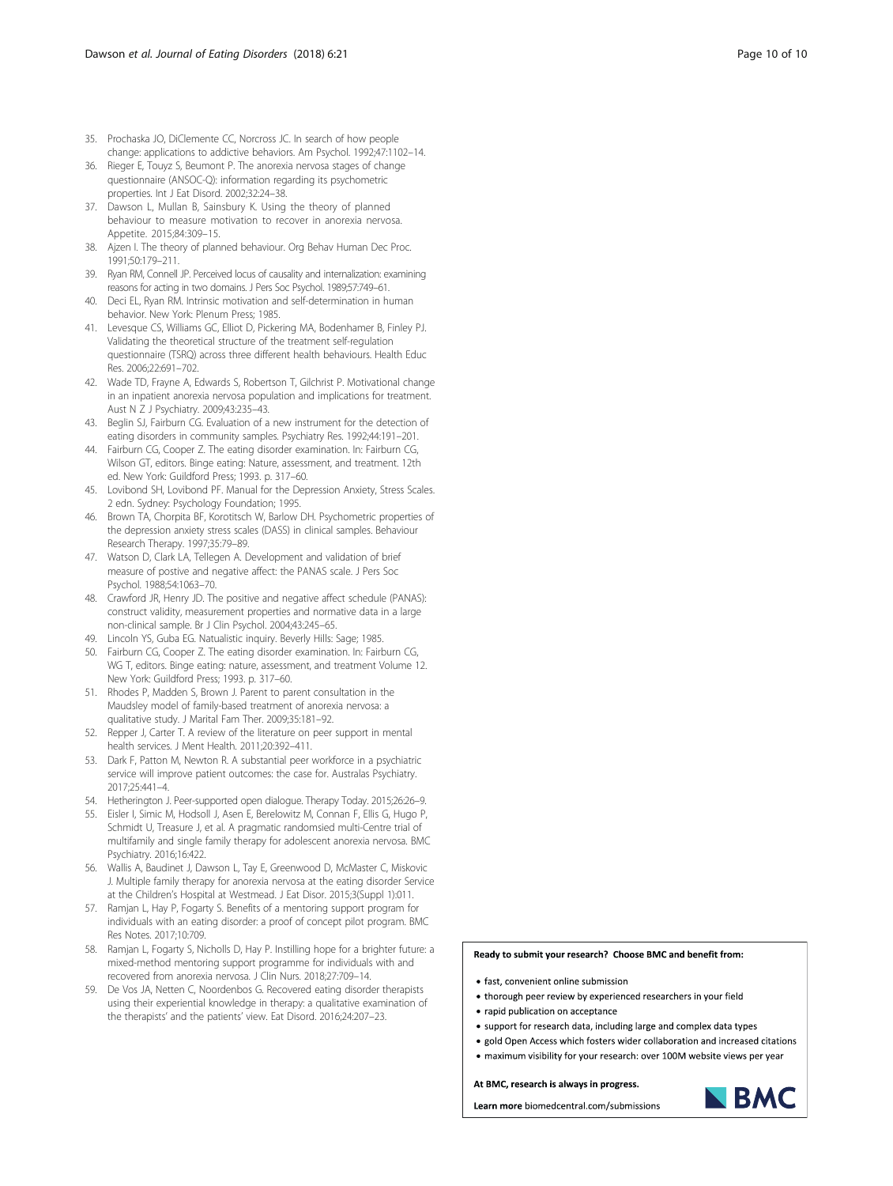35. Prochaska JO, DiClemente CC, Norcross JC. In search of how people change: applications to addictive behaviors. Am Psychol. 1992;47:1102–14.
36. Rieger E, Touyz S, Beumont P. The anorexia nervosa stages of change questionnaire (ANSOC-Q): information regarding its psychometric properties. Int J Eat Disord. 2002;32:24–38.
37. Dawson L, Mullan B, Sainsbury K. Using the theory of planned behaviour to measure motivation to recover in anorexia nervosa. Appetite. 2015;84:309–15.
38. Ajzen I. The theory of planned behaviour. Org Behav Human Dec Proc. 1991;50:179–211.
39. Ryan RM, Connell JP. Perceived locus of causality and internalization: examining reasons for acting in two domains. J Pers Soc Psychol. 1989;57:749–61.
40. Deci EL, Ryan RM. Intrinsic motivation and self-determination in human behavior. New York: Plenum Press; 1985.
41. Levesque CS, Williams GC, Elliot D, Pickering MA, Bodenhamer B, Finley PJ. Validating the theoretical structure of the treatment self-regulation questionnaire (TSRQ) across three different health behaviours. Health Educ Res. 2006;22:691–702.
42. Wade TD, Frayne A, Edwards S, Robertson T, Gilchrist P. Motivational change in an inpatient anorexia nervosa population and implications for treatment. Aust N Z J Psychiatry. 2009;43:235–43.
43. Beglin SJ, Fairburn CG. Evaluation of a new instrument for the detection of eating disorders in community samples. Psychiatry Res. 1992;44:191–201.
44. Fairburn CG, Cooper Z. The eating disorder examination. In: Fairburn CG, Wilson GT, editors. Binge eating: Nature, assessment, and treatment. 12th ed. New York: Guildford Press; 1993. p. 317–60.
45. Lovibond SH, Lovibond PF. Manual for the Depression Anxiety, Stress Scales. 2 edn. Sydney: Psychology Foundation; 1995.
46. Brown TA, Chorpita BF, Korotitsch W, Barlow DH. Psychometric properties of the depression anxiety stress scales (DASS) in clinical samples. Behaviour Research Therapy. 1997;35:79–89.
47. Watson D, Clark LA, Tellegen A. Development and validation of brief measure of postive and negative affect: the PANAS scale. J Pers Soc Psychol. 1988;54:1063–70.
48. Crawford JR, Henry JD. The positive and negative affect schedule (PANAS): construct validity, measurement properties and normative data in a large non-clinical sample. Br J Clin Psychol. 2004;43:245–65.
49. Lincoln YS, Guba EG. Natualistic inquiry. Beverly Hills: Sage; 1985.
50. Fairburn CG, Cooper Z. The eating disorder examination. In: Fairburn CG, WG T, editors. Binge eating: nature, assessment, and treatment Volume 12. New York: Guildford Press; 1993. p. 317–60.
51. Rhodes P, Madden S, Brown J. Parent to parent consultation in the Maudsley model of family-based treatment of anorexia nervosa: a qualitative study. J Marital Fam Ther. 2009;35:181–92.
52. Repper J, Carter T. A review of the literature on peer support in mental health services. J Ment Health. 2011;20:392–411.
53. Dark F, Patton M, Newton R. A substantial peer workforce in a psychiatric service will improve patient outcomes: the case for. Australas Psychiatry. 2017;25:441–4.
54. Hetherington J. Peer-supported open dialogue. Therapy Today. 2015;26:26–9.
55. Eisler I, Simic M, Hodsoll J, Asen E, Berelowitz M, Connan F, Ellis G, Hugo P, Schmidt U, Treasure J, et al. A pragmatic randomsied multi-Centre trial of multifamily and single family therapy for adolescent anorexia nervosa. BMC Psychiatry. 2016;16:422.
56. Wallis A, Baudinet J, Dawson L, Tay E, Greenwood D, McMaster C, Miskovic J. Multiple family therapy for anorexia nervosa at the eating disorder Service at the Children's Hospital at Westmead. J Eat Disor. 2015;3(Suppl 1):011.
57. Ramjan L, Hay P, Fogarty S. Benefits of a mentoring support program for individuals with an eating disorder: a proof of concept pilot program. BMC Res Notes. 2017;10:709.
58. Ramjan L, Fogarty S, Nicholls D, Hay P. Instilling hope for a brighter future: a mixed-method mentoring support programme for individuals with and recovered from anorexia nervosa. J Clin Nurs. 2018;27:709–14.
59. De Vos JA, Netten C, Noordenbos G. Recovered eating disorder therapists using their experiential knowledge in therapy: a qualitative examination of the therapists' and the patients' view. Eat Disord. 2016;24:207–23.

**Ready to submit your research? Choose BMC and benefit from:**

- fast, convenient online submission
- thorough peer review by experienced researchers in your field
- rapid publication on acceptance
- support for research data, including large and complex data types
- gold Open Access which fosters wider collaboration and increased citations
- maximum visibility for your research: over 100M website views per year

**At BMC, research is always in progress.**

**Learn more** biomedcentral.com/submissions

BMC